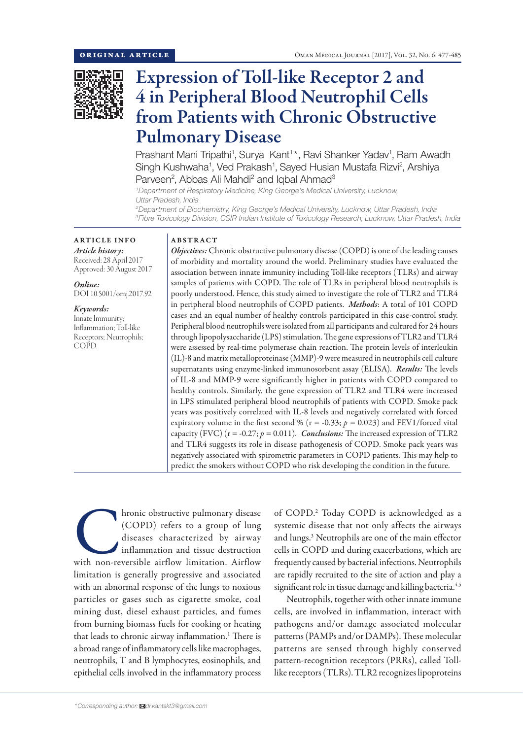ORIGINAL ARTICLE

# Expression of Toll-like Receptor 2 and 4 in Peripheral Blood Neutrophil Cells from Patients with Chronic Obstructive Pulmonary Disease

Prashant Mani Tripathi[1], Surya Kant[1]*, Ravi Shanker Yadav[1], Ram Awadh Singh Kushwaha[1], Ved Prakash[1], Sayed Husian Mustafa Rizvi[2], Arshiya Parveen[2], Abbas Ali Mahdi[2] and Iqbal Ahmad[3]

[1]Department of Respiratory Medicine, King George's Medical University, Lucknow, Uttar Pradesh, India
[2]Department of Biochemistry, King George's Medical University, Lucknow, Uttar Pradesh, India
[3]Fibre Toxicology Division, CSIR Indian Institute of Toxicology Research, Lucknow, Uttar Pradesh, India

**ARTICLE INFO**

*Article history:*
Received: 28 April 2017
Approved: 30 August 2017

*Online:*
DOI 10.5001/omj.2017.92

*Keywords:*
Innate Immunity; Inflammation; Toll-like Receptors; Neutrophils; COPD.

**ABSTRACT**

***Objectives:*** Chronic obstructive pulmonary disease (COPD) is one of the leading causes of morbidity and mortality around the world. Preliminary studies have evaluated the association between innate immunity including Toll-like receptors (TLRs) and airway samples of patients with COPD. The role of TLRs in peripheral blood neutrophils is poorly understood. Hence, this study aimed to investigate the role of TLR2 and TLR4 in peripheral blood neutrophils of COPD patients. ***Methods***: A total of 101 COPD cases and an equal number of healthy controls participated in this case-control study. Peripheral blood neutrophils were isolated from all participants and cultured for 24 hours through lipopolysaccharide (LPS) stimulation. The gene expressions of TLR2 and TLR4 were assessed by real-time polymerase chain reaction. The protein levels of interleukin (IL)-8 and matrix metalloproteinase (MMP)-9 were measured in neutrophils cell culture supernatants using enzyme-linked immunosorbent assay (ELISA). ***Results:*** The levels of IL-8 and MMP-9 were significantly higher in patients with COPD compared to healthy controls. Similarly, the gene expression of TLR2 and TLR4 were increased in LPS stimulated peripheral blood neutrophils of patients with COPD. Smoke pack years was positively correlated with IL-8 levels and negatively correlated with forced expiratory volume in the first second % ($r = -0.33$; $p = 0.023$) and FEV1/forced vital capacity (FVC) ($r = -0.27$; $p = 0.011$). ***Conclusions:*** The increased expression of TLR2 and TLR4 suggests its role in disease pathogenesis of COPD. Smoke pack years was negatively associated with spirometric parameters in COPD patients. This may help to predict the smokers without COPD who risk developing the condition in the future.

Chronic obstructive pulmonary disease (COPD) refers to a group of lung diseases characterized by airway inflammation and tissue destruction with non-reversible airflow limitation. Airflow limitation is generally progressive and associated with an abnormal response of the lungs to noxious particles or gases such as cigarette smoke, coal mining dust, diesel exhaust particles, and fumes from burning biomass fuels for cooking or heating that leads to chronic airway inflammation.[1] There is a broad range of inflammatory cells like macrophages, neutrophils, T and B lymphocytes, eosinophils, and epithelial cells involved in the inflammatory process of COPD.[2] Today COPD is acknowledged as a systemic disease that not only affects the airways and lungs.[3] Neutrophils are one of the main effector cells in COPD and during exacerbations, which are frequently caused by bacterial infections. Neutrophils are rapidly recruited to the site of action and play a significant role in tissue damage and killing bacteria.[4,5]

Neutrophils, together with other innate immune cells, are involved in inflammation, interact with pathogens and/or damage associated molecular patterns (PAMPs and/or DAMPs). These molecular patterns are sensed through highly conserved pattern-recognition receptors (PRRs), called Toll-like receptors (TLRs). TLR2 recognizes lipoproteins

*Corresponding author: dr.kantskt3@gmail.com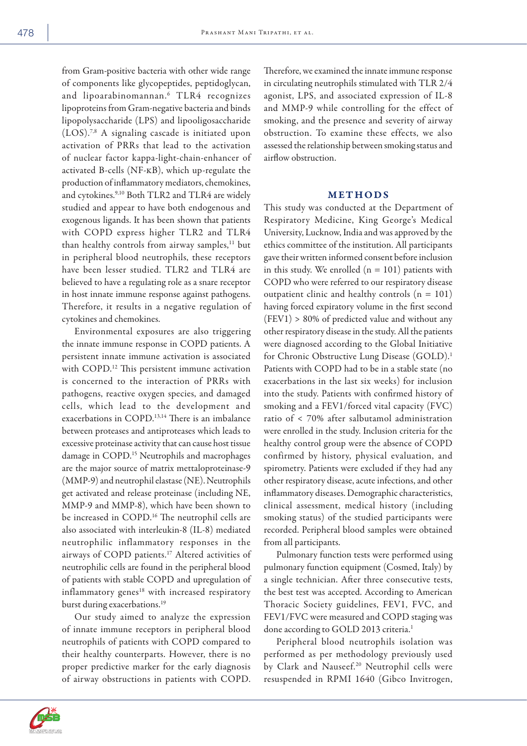from Gram-positive bacteria with other wide range of components like glycopeptides, peptidoglycan, and lipoarabinomannan.[6] TLR4 recognizes lipoproteins from Gram-negative bacteria and binds lipopolysaccharide (LPS) and lipooligosaccharide (LOS).[7,8] A signaling cascade is initiated upon activation of PRRs that lead to the activation of nuclear factor kappa-light-chain-enhancer of activated B-cells (NF-κB), which up-regulate the production of inflammatory mediators, chemokines, and cytokines.[9,10] Both TLR2 and TLR4 are widely studied and appear to have both endogenous and exogenous ligands. It has been shown that patients with COPD express higher TLR2 and TLR4 than healthy controls from airway samples,[11] but in peripheral blood neutrophils, these receptors have been lesser studied. TLR2 and TLR4 are believed to have a regulating role as a snare receptor in host innate immune response against pathogens. Therefore, it results in a negative regulation of cytokines and chemokines.

Environmental exposures are also triggering the innate immune response in COPD patients. A persistent innate immune activation is associated with COPD.[12] This persistent immune activation is concerned to the interaction of PRRs with pathogens, reactive oxygen species, and damaged cells, which lead to the development and exacerbations in COPD.[13,14] There is an imbalance between proteases and antiproteases which leads to excessive proteinase activity that can cause host tissue damage in COPD.[15] Neutrophils and macrophages are the major source of matrix mettaloproteinase-9 (MMP-9) and neutrophil elastase (NE). Neutrophils get activated and release proteinase (including NE, MMP-9 and MMP-8), which have been shown to be increased in COPD.[16] The neutrophil cells are also associated with interleukin-8 (IL-8) mediated neutrophilic inflammatory responses in the airways of COPD patients.[17] Altered activities of neutrophilic cells are found in the peripheral blood of patients with stable COPD and upregulation of inflammatory genes[18] with increased respiratory burst during exacerbations.[19]

Our study aimed to analyze the expression of innate immune receptors in peripheral blood neutrophils of patients with COPD compared to their healthy counterparts. However, there is no proper predictive marker for the early diagnosis of airway obstructions in patients with COPD. Therefore, we examined the innate immune response in circulating neutrophils stimulated with TLR 2/4 agonist, LPS, and associated expression of IL-8 and MMP-9 while controlling for the effect of smoking, and the presence and severity of airway obstruction. To examine these effects, we also assessed the relationship between smoking status and airflow obstruction.

## METHODS

This study was conducted at the Department of Respiratory Medicine, King George's Medical University, Lucknow, India and was approved by the ethics committee of the institution. All participants gave their written informed consent before inclusion in this study. We enrolled ($n = 101$) patients with COPD who were referred to our respiratory disease outpatient clinic and healthy controls ($n = 101$) having forced expiratory volume in the first second (FEV1) > 80% of predicted value and without any other respiratory disease in the study. All the patients were diagnosed according to the Global Initiative for Chronic Obstructive Lung Disease (GOLD).[1] Patients with COPD had to be in a stable state (no exacerbations in the last six weeks) for inclusion into the study. Patients with confirmed history of smoking and a FEV1/forced vital capacity (FVC) ratio of < 70% after salbutamol administration were enrolled in the study. Inclusion criteria for the healthy control group were the absence of COPD confirmed by history, physical evaluation, and spirometry. Patients were excluded if they had any other respiratory disease, acute infections, and other inflammatory diseases. Demographic characteristics, clinical assessment, medical history (including smoking status) of the studied participants were recorded. Peripheral blood samples were obtained from all participants.

Pulmonary function tests were performed using pulmonary function equipment (Cosmed, Italy) by a single technician. After three consecutive tests, the best test was accepted. According to American Thoracic Society guidelines, FEV1, FVC, and FEV1/FVC were measured and COPD staging was done according to GOLD 2013 criteria.[1]

Peripheral blood neutrophils isolation was performed as per methodology previously used by Clark and Nauseef.[20] Neutrophil cells were resuspended in RPMI 1640 (Gibco Invitrogen,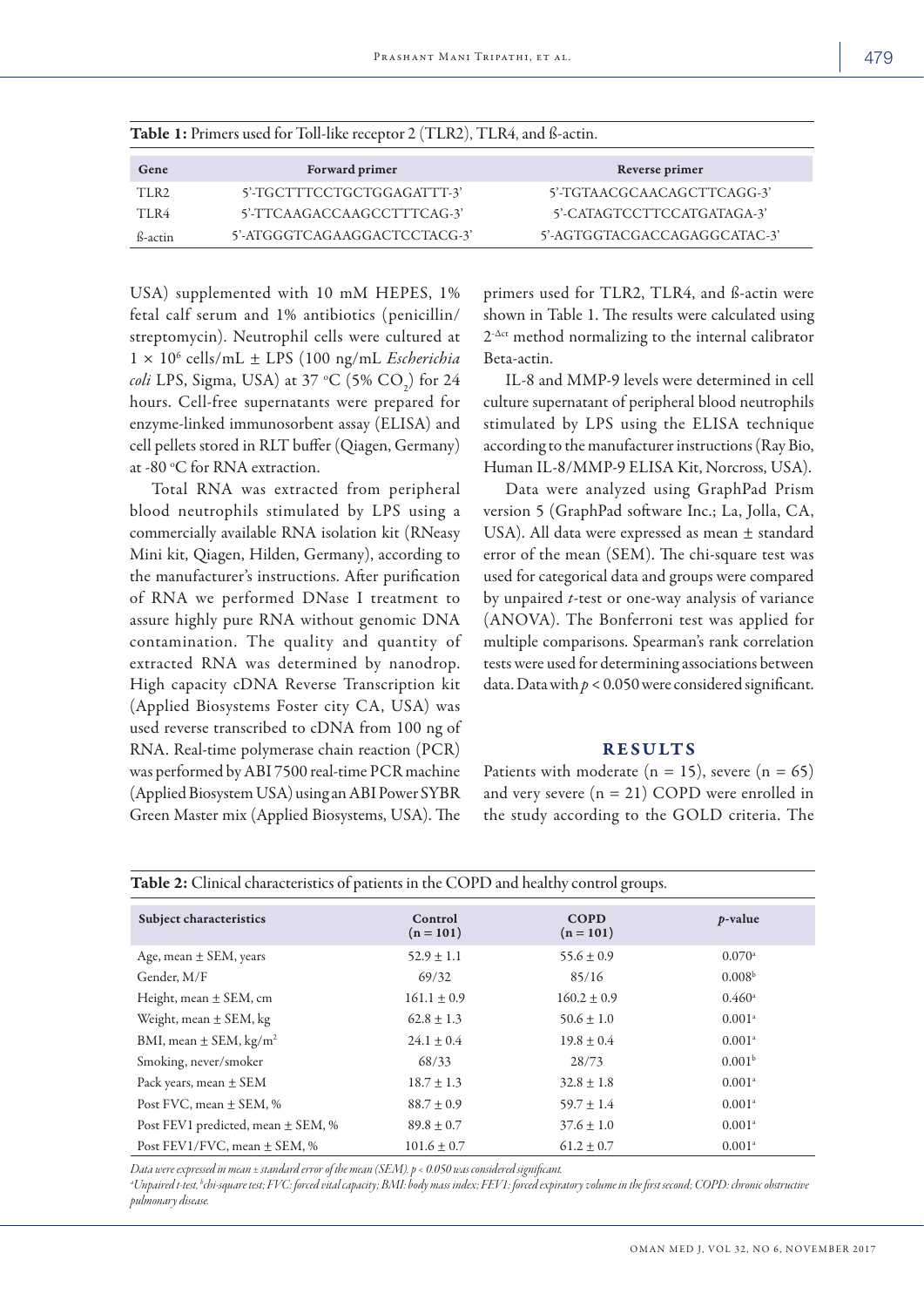**Table 1:** Primers used for Toll-like receptor 2 (TLR2), TLR4, and ß-actin.

| Gene | Forward primer | Reverse primer |
|---|---|---|
| TLR2 | 5'-TGCTTTCCTGCTGGAGATTT-3' | 5'-TGTAACGCAACAGCTTCAGG-3' |
| TLR4 | 5'-TTCAAGACCAAGCCTTTCAG-3' | 5'-CATAGTCCTTCCATGATAGA-3' |
| ß-actin | 5'-ATGGGTCAGAAGGACTCCTACG-3' | 5'-AGTGGTACGACCAGAGGCATAC-3' |

USA) supplemented with 10 mM HEPES, 1% fetal calf serum and 1% antibiotics (penicillin/streptomycin). Neutrophil cells were cultured at $1 \times 10^6$ cells/mL ± LPS (100 ng/mL *Escherichia coli* LPS, Sigma, USA) at 37 °C (5% $CO_2$) for 24 hours. Cell-free supernatants were prepared for enzyme-linked immunosorbent assay (ELISA) and cell pellets stored in RLT buffer (Qiagen, Germany) at -80 °C for RNA extraction.

Total RNA was extracted from peripheral blood neutrophils stimulated by LPS using a commercially available RNA isolation kit (RNeasy Mini kit, Qiagen, Hilden, Germany), according to the manufacturer's instructions. After purification of RNA we performed DNase I treatment to assure highly pure RNA without genomic DNA contamination. The quality and quantity of extracted RNA was determined by nanodrop. High capacity cDNA Reverse Transcription kit (Applied Biosystems Foster city CA, USA) was used reverse transcribed to cDNA from 100 ng of RNA. Real-time polymerase chain reaction (PCR) was performed by ABI 7500 real-time PCR machine (Applied Biosystem USA) using an ABI Power SYBR Green Master mix (Applied Biosystems, USA). The primers used for TLR2, TLR4, and ß-actin were shown in Table 1. The results were calculated using $2^{-\Delta ct}$ method normalizing to the internal calibrator Beta-actin.

IL-8 and MMP-9 levels were determined in cell culture supernatant of peripheral blood neutrophils stimulated by LPS using the ELISA technique according to the manufacturer instructions (Ray Bio, Human IL-8/MMP-9 ELISA Kit, Norcross, USA).

Data were analyzed using GraphPad Prism version 5 (GraphPad software Inc.; La, Jolla, CA, USA). All data were expressed as mean ± standard error of the mean (SEM). The chi-square test was used for categorical data and groups were compared by unpaired *t*-test or one-way analysis of variance (ANOVA). The Bonferroni test was applied for multiple comparisons. Spearman's rank correlation tests were used for determining associations between data. Data with $p < 0.050$ were considered significant.

## RESULTS

Patients with moderate (n = 15), severe (n = 65) and very severe (n = 21) COPD were enrolled in the study according to the GOLD criteria. The

**Table 2:** Clinical characteristics of patients in the COPD and healthy control groups.

| Subject characteristics | Control (n = 101) | COPD (n = 101) | *p*-value |
|---|---|---|---|
| Age, mean ± SEM, years | 52.9 ± 1.1 | 55.6 ± 0.9 | 0.070[a] |
| Gender, M/F | 69/32 | 85/16 | 0.008[b] |
| Height, mean ± SEM, cm | 161.1 ± 0.9 | 160.2 ± 0.9 | 0.460[a] |
| Weight, mean ± SEM, kg | 62.8 ± 1.3 | 50.6 ± 1.0 | 0.001[a] |
| BMI, mean ± SEM, kg/m² | 24.1 ± 0.4 | 19.8 ± 0.4 | 0.001[a] |
| Smoking, never/smoker | 68/33 | 28/73 | 0.001[b] |
| Pack years, mean ± SEM | 18.7 ± 1.3 | 32.8 ± 1.8 | 0.001[a] |
| Post FVC, mean ± SEM, % | 88.7 ± 0.9 | 59.7 ± 1.4 | 0.001[a] |
| Post FEV1 predicted, mean ± SEM, % | 89.8 ± 0.7 | 37.6 ± 1.0 | 0.001[a] |
| Post FEV1/FVC, mean ± SEM, % | 101.6 ± 0.7 | 61.2 ± 0.7 | 0.001[a] |

*Data were expressed in mean ± standard error of the mean (SEM). p < 0.050 was considered significant.*

*[a]Unpaired t-test, [b]chi-square test; FVC: forced vital capacity; BMI: body mass index; FEV1: forced expiratory volume in the first second; COPD: chronic obstructive pulmonary disease.*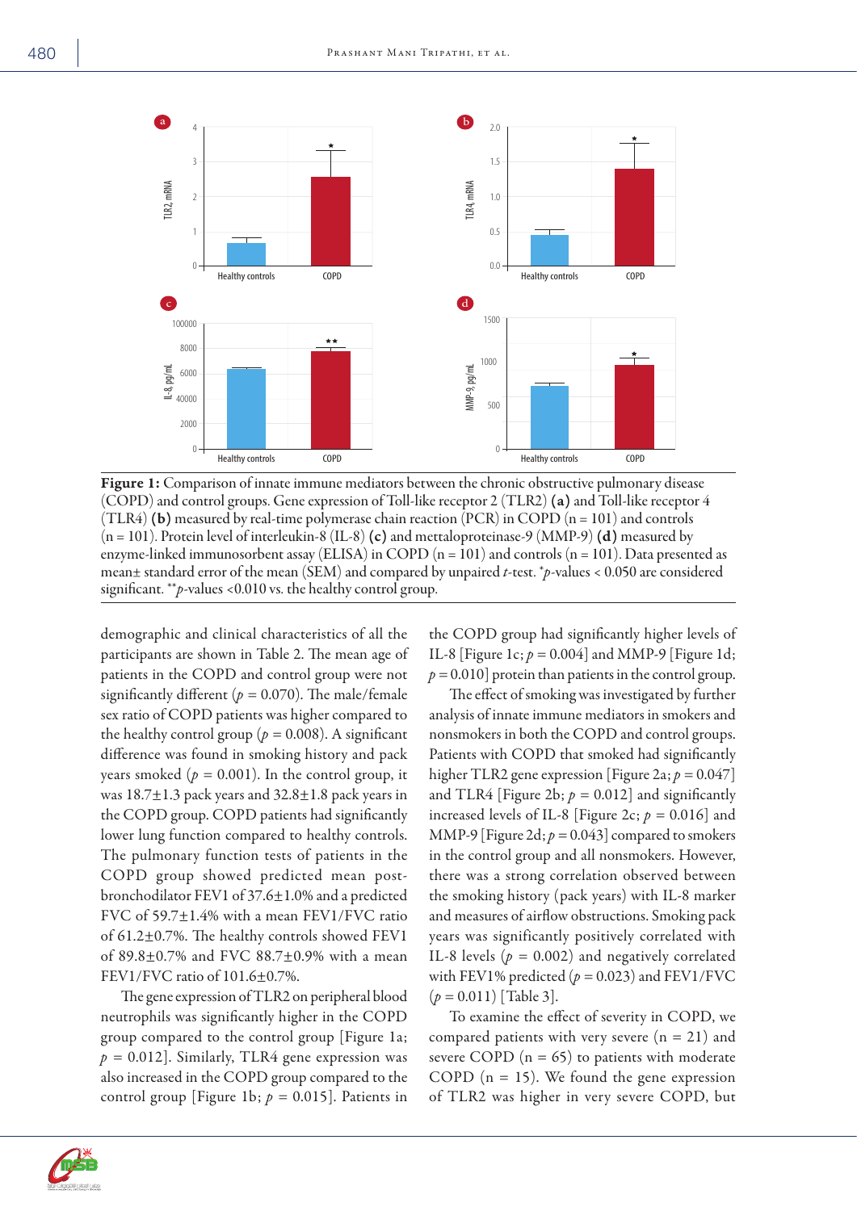**Figure 1:** Comparison of innate immune mediators between the chronic obstructive pulmonary disease (COPD) and control groups. Gene expression of Toll-like receptor 2 (TLR2) **(a)** and Toll-like receptor 4 (TLR4) **(b)** measured by real-time polymerase chain reaction (PCR) in COPD (n = 101) and controls (n = 101). Protein level of interleukin-8 (IL-8) **(c)** and mettaloproteinase-9 (MMP-9) **(d)** measured by enzyme-linked immunosorbent assay (ELISA) in COPD (n = 101) and controls (n = 101). Data presented as mean± standard error of the mean (SEM) and compared by unpaired *t*-test. *$p$-values < 0.050 are considered significant. **$p$-values <0.010 vs. the healthy control group.

demographic and clinical characteristics of all the participants are shown in Table 2. The mean age of patients in the COPD and control group were not significantly different ($p = 0.070$). The male/female sex ratio of COPD patients was higher compared to the healthy control group ($p = 0.008$). A significant difference was found in smoking history and pack years smoked ($p = 0.001$). In the control group, it was 18.7±1.3 pack years and 32.8±1.8 pack years in the COPD group. COPD patients had significantly lower lung function compared to healthy controls. The pulmonary function tests of patients in the COPD group showed predicted mean post-bronchodilator FEV1 of 37.6±1.0% and a predicted FVC of 59.7±1.4% with a mean FEV1/FVC ratio of 61.2±0.7%. The healthy controls showed FEV1 of 89.8±0.7% and FVC 88.7±0.9% with a mean FEV1/FVC ratio of 101.6±0.7%.

The gene expression of TLR2 on peripheral blood neutrophils was significantly higher in the COPD group compared to the control group [Figure 1a; $p = 0.012$]. Similarly, TLR4 gene expression was also increased in the COPD group compared to the control group [Figure 1b; $p = 0.015$]. Patients in the COPD group had significantly higher levels of IL-8 [Figure 1c; $p = 0.004$] and MMP-9 [Figure 1d; $p = 0.010$] protein than patients in the control group.

The effect of smoking was investigated by further analysis of innate immune mediators in smokers and nonsmokers in both the COPD and control groups. Patients with COPD that smoked had significantly higher TLR2 gene expression [Figure 2a; $p = 0.047$] and TLR4 [Figure 2b; $p = 0.012$] and significantly increased levels of IL-8 [Figure 2c; $p = 0.016$] and MMP-9 [Figure 2d; $p = 0.043$] compared to smokers in the control group and all nonsmokers. However, there was a strong correlation observed between the smoking history (pack years) with IL-8 marker and measures of airflow obstructions. Smoking pack years was significantly positively correlated with IL-8 levels ($p = 0.002$) and negatively correlated with FEV1% predicted ($p = 0.023$) and FEV1/FVC ($p = 0.011$) [Table 3].

To examine the effect of severity in COPD, we compared patients with very severe (n = 21) and severe COPD (n = 65) to patients with moderate COPD (n = 15). We found the gene expression of TLR2 was higher in very severe COPD, but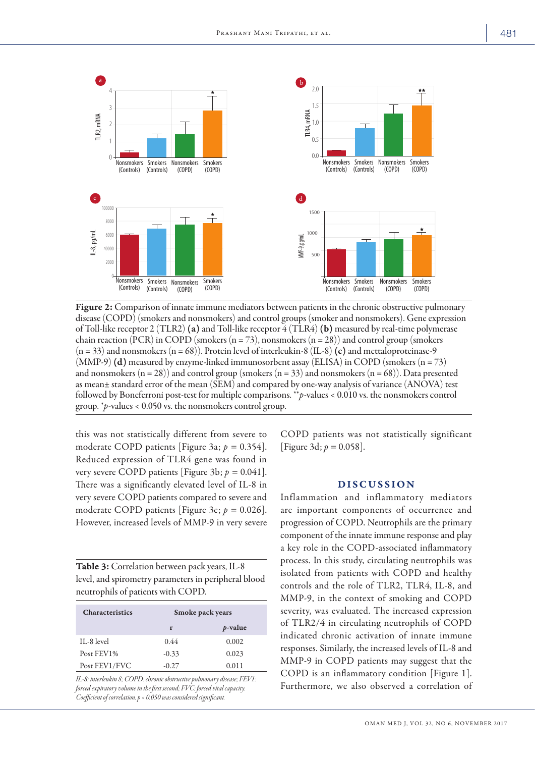Figure 2: Comparison of innate immune mediators between patients in the chronic obstructive pulmonary disease (COPD) (smokers and nonsmokers) and control groups (smoker and nonsmokers). Gene expression of Toll-like receptor 2 (TLR2) **(a)** and Toll-like receptor 4 (TLR4) **(b)** measured by real-time polymerase chain reaction (PCR) in COPD (smokers (n = 73), nonsmokers (n = 28)) and control group (smokers (n = 33) and nonsmokers (n = 68)). Protein level of interleukin-8 (IL-8) **(c)** and mettaloproteinase-9 (MMP-9) **(d)** measured by enzyme-linked immunosorbent assay (ELISA) in COPD (smokers (n = 73) and nonsmokers (n = 28)) and control group (smokers (n = 33) and nonsmokers (n = 68)). Data presented as mean± standard error of the mean (SEM) and compared by one-way analysis of variance (ANOVA) test followed by Boneferroni post-test for multiple comparisons. \*\**p*-values < 0.010 vs. the nonsmokers control group. \**p*-values < 0.050 vs. the nonsmokers control group.

this was not statistically different from severe to moderate COPD patients [Figure 3a; $p = 0.354$]. Reduced expression of TLR4 gene was found in very severe COPD patients [Figure 3b; $p = 0.041$]. There was a significantly elevated level of IL-8 in very severe COPD patients compared to severe and moderate COPD patients [Figure 3c; $p = 0.026$]. However, increased levels of MMP-9 in very severe COPD patients was not statistically significant [Figure 3d; $p = 0.058$].

**Table 3:** Correlation between pack years, IL-8 level, and spirometry parameters in peripheral blood neutrophils of patients with COPD.

| Characteristics | Smoke pack years | |
|---|---|---|
| | r | *p*-value |
| IL-8 level | 0.44 | 0.002 |
| Post FEV1% | -0.33 | 0.023 |
| Post FEV1/FVC | -0.27 | 0.011 |

*IL-8: interleukin 8; COPD: chronic obstructive pulmonary disease; FEV1: forced expiratory volume in the first second; FVC: forced vital capacity. Coefficient of correlation. p < 0.050 was considered significant.*

## DISCUSSION

Inflammation and inflammatory mediators are important components of occurrence and progression of COPD. Neutrophils are the primary component of the innate immune response and play a key role in the COPD-associated inflammatory process. In this study, circulating neutrophils was isolated from patients with COPD and healthy controls and the role of TLR2, TLR4, IL-8, and MMP-9, in the context of smoking and COPD severity, was evaluated. The increased expression of TLR2/4 in circulating neutrophils of COPD indicated chronic activation of innate immune responses. Similarly, the increased levels of IL-8 and MMP-9 in COPD patients may suggest that the COPD is an inflammatory condition [Figure 1]. Furthermore, we also observed a correlation of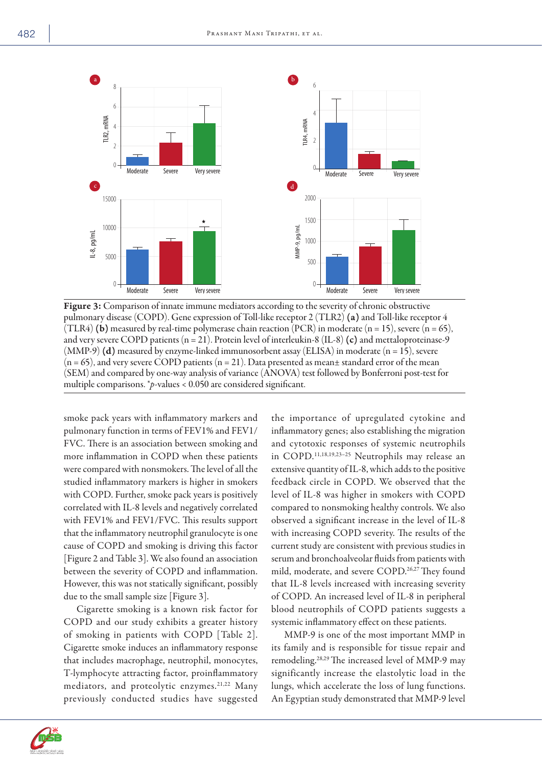**Figure 3:** Comparison of innate immune mediators according to the severity of chronic obstructive pulmonary disease (COPD). Gene expression of Toll-like receptor 2 (TLR2) **(a)** and Toll-like receptor 4 (TLR4) **(b)** measured by real-time polymerase chain reaction (PCR) in moderate (n = 15), severe (n = 65), and very severe COPD patients (n = 21). Protein level of interleukin-8 (IL-8) **(c)** and mettaloproteinase-9 (MMP-9) **(d)** measured by enzyme-linked immunosorbent assay (ELISA) in moderate (n = 15), severe (n = 65), and very severe COPD patients (n = 21). Data presented as mean± standard error of the mean (SEM) and compared by one-way analysis of variance (ANOVA) test followed by Bonferroni post-test for multiple comparisons. *$p$-values < 0.050 are considered significant.

smoke pack years with inflammatory markers and pulmonary function in terms of FEV1% and FEV1/FVC. There is an association between smoking and more inflammation in COPD when these patients were compared with nonsmokers. The level of all the studied inflammatory markers is higher in smokers with COPD. Further, smoke pack years is positively correlated with IL-8 levels and negatively correlated with FEV1% and FEV1/FVC. This results support that the inflammatory neutrophil granulocyte is one cause of COPD and smoking is driving this factor [Figure 2 and Table 3]. We also found an association between the severity of COPD and inflammation. However, this was not statically significant, possibly due to the small sample size [Figure 3].

Cigarette smoking is a known risk factor for COPD and our study exhibits a greater history of smoking in patients with COPD [Table 2]. Cigarette smoke induces an inflammatory response that includes macrophage, neutrophil, monocytes, T-lymphocyte attracting factor, proinflammatory mediators, and proteolytic enzymes.[21,22] Many previously conducted studies have suggested the importance of upregulated cytokine and inflammatory genes; also establishing the migration and cytotoxic responses of systemic neutrophils in COPD.[11,18,19,23–25] Neutrophils may release an extensive quantity of IL-8, which adds to the positive feedback circle in COPD. We observed that the level of IL-8 was higher in smokers with COPD compared to nonsmoking healthy controls. We also observed a significant increase in the level of IL-8 with increasing COPD severity. The results of the current study are consistent with previous studies in serum and bronchoalveolar fluids from patients with mild, moderate, and severe COPD.[26,27] They found that IL-8 levels increased with increasing severity of COPD. An increased level of IL-8 in peripheral blood neutrophils of COPD patients suggests a systemic inflammatory effect on these patients.

MMP-9 is one of the most important MMP in its family and is responsible for tissue repair and remodeling.[28,29] The increased level of MMP-9 may significantly increase the elastolytic load in the lungs, which accelerate the loss of lung functions. An Egyptian study demonstrated that MMP-9 level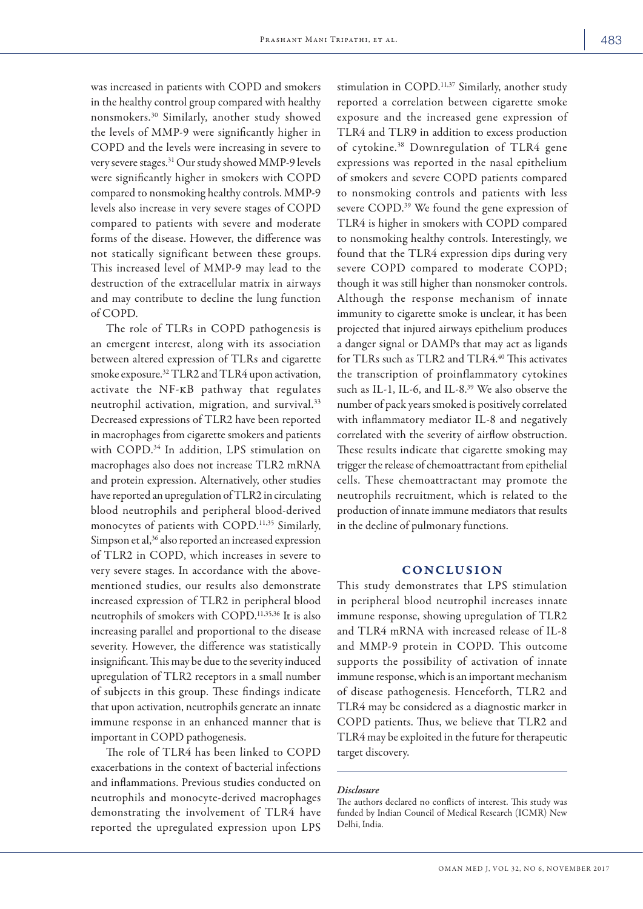was increased in patients with COPD and smokers in the healthy control group compared with healthy nonsmokers.[30] Similarly, another study showed the levels of MMP-9 were significantly higher in COPD and the levels were increasing in severe to very severe stages.[31] Our study showed MMP-9 levels were significantly higher in smokers with COPD compared to nonsmoking healthy controls. MMP-9 levels also increase in very severe stages of COPD compared to patients with severe and moderate forms of the disease. However, the difference was not statically significant between these groups. This increased level of MMP-9 may lead to the destruction of the extracellular matrix in airways and may contribute to decline the lung function of COPD.

The role of TLRs in COPD pathogenesis is an emergent interest, along with its association between altered expression of TLRs and cigarette smoke exposure.[32] TLR2 and TLR4 upon activation, activate the NF-κB pathway that regulates neutrophil activation, migration, and survival.[33] Decreased expressions of TLR2 have been reported in macrophages from cigarette smokers and patients with COPD.[34] In addition, LPS stimulation on macrophages also does not increase TLR2 mRNA and protein expression. Alternatively, other studies have reported an upregulation of TLR2 in circulating blood neutrophils and peripheral blood-derived monocytes of patients with COPD.[11,35] Similarly, Simpson et al,[36] also reported an increased expression of TLR2 in COPD, which increases in severe to very severe stages. In accordance with the above-mentioned studies, our results also demonstrate increased expression of TLR2 in peripheral blood neutrophils of smokers with COPD.[11,35,36] It is also increasing parallel and proportional to the disease severity. However, the difference was statistically insignificant. This may be due to the severity induced upregulation of TLR2 receptors in a small number of subjects in this group. These findings indicate that upon activation, neutrophils generate an innate immune response in an enhanced manner that is important in COPD pathogenesis.

The role of TLR4 has been linked to COPD exacerbations in the context of bacterial infections and inflammations. Previous studies conducted on neutrophils and monocyte-derived macrophages demonstrating the involvement of TLR4 have reported the upregulated expression upon LPS stimulation in COPD.[11,37] Similarly, another study reported a correlation between cigarette smoke exposure and the increased gene expression of TLR4 and TLR9 in addition to excess production of cytokine.[38] Downregulation of TLR4 gene expressions was reported in the nasal epithelium of smokers and severe COPD patients compared to nonsmoking controls and patients with less severe COPD.[39] We found the gene expression of TLR4 is higher in smokers with COPD compared to nonsmoking healthy controls. Interestingly, we found that the TLR4 expression dips during very severe COPD compared to moderate COPD; though it was still higher than nonsmoker controls. Although the response mechanism of innate immunity to cigarette smoke is unclear, it has been projected that injured airways epithelium produces a danger signal or DAMPs that may act as ligands for TLRs such as TLR2 and TLR4.[40] This activates the transcription of proinflammatory cytokines such as IL-1, IL-6, and IL-8.[39] We also observe the number of pack years smoked is positively correlated with inflammatory mediator IL-8 and negatively correlated with the severity of airflow obstruction. These results indicate that cigarette smoking may trigger the release of chemoattractant from epithelial cells. These chemoattractant may promote the neutrophils recruitment, which is related to the production of innate immune mediators that results in the decline of pulmonary functions.

## CONCLUSION

This study demonstrates that LPS stimulation in peripheral blood neutrophil increases innate immune response, showing upregulation of TLR2 and TLR4 mRNA with increased release of IL-8 and MMP-9 protein in COPD. This outcome supports the possibility of activation of innate immune response, which is an important mechanism of disease pathogenesis. Henceforth, TLR2 and TLR4 may be considered as a diagnostic marker in COPD patients. Thus, we believe that TLR2 and TLR4 may be exploited in the future for therapeutic target discovery.

***Disclosure***

The authors declared no conflicts of interest. This study was funded by Indian Council of Medical Research (ICMR) New Delhi, India.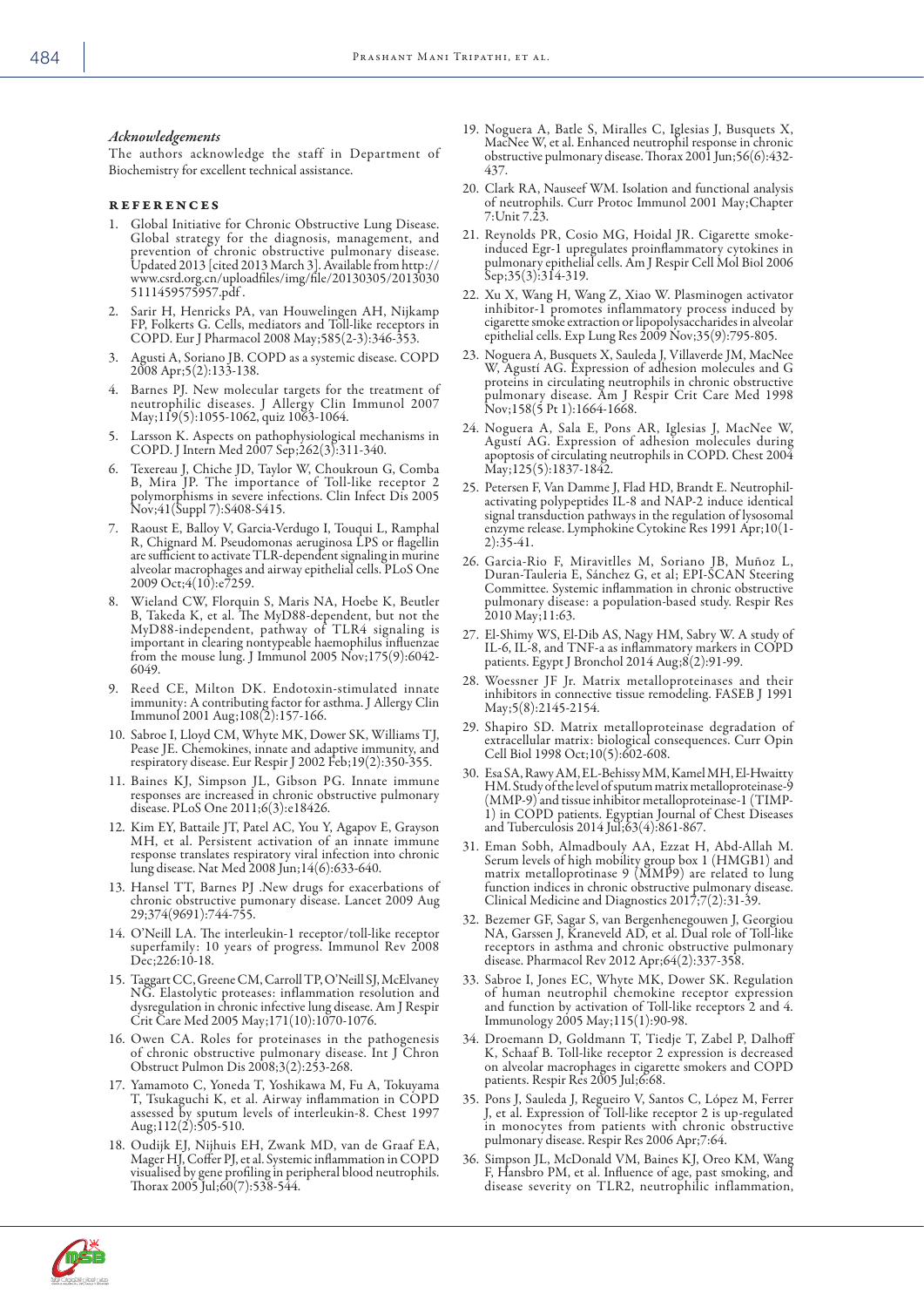*Acknowledgements*

The authors acknowledge the staff in Department of Biochemistry for excellent technical assistance.

## References

1. Global Initiative for Chronic Obstructive Lung Disease. Global strategy for the diagnosis, management, and prevention of chronic obstructive pulmonary disease. Updated 2013 [cited 2013 March 3]. Available from http://www.csrd.org.cn/uploadfiles/img/file/20130305/20130305111459575957.pdf .
2. Sarir H, Henricks PA, van Houwelingen AH, Nijkamp FP, Folkerts G. Cells, mediators and Toll-like receptors in COPD. Eur J Pharmacol 2008 May;585(2-3):346-353.
3. Agusti A, Soriano JB. COPD as a systemic disease. COPD 2008 Apr;5(2):133-138.
4. Barnes PJ. New molecular targets for the treatment of neutrophilic diseases. J Allergy Clin Immunol 2007 May;119(5):1055-1062, quiz 1063-1064.
5. Larsson K. Aspects on pathophysiological mechanisms in COPD. J Intern Med 2007 Sep;262(3):311-340.
6. Texereau J, Chiche JD, Taylor W, Choukroun G, Comba B, Mira JP. The importance of Toll-like receptor 2 polymorphisms in severe infections. Clin Infect Dis 2005 Nov;41(Suppl 7):S408-S415.
7. Raoust E, Balloy V, Garcia-Verdugo I, Touqui L, Ramphal R, Chignard M. Pseudomonas aeruginosa LPS or flagellin are sufficient to activate TLR-dependent signaling in murine alveolar macrophages and airway epithelial cells. PLoS One 2009 Oct;4(10):e7259.
8. Wieland CW, Florquin S, Maris NA, Hoebe K, Beutler B, Takeda K, et al. The MyD88-dependent, but not the MyD88-independent, pathway of TLR4 signaling is important in clearing nontypeable haemophilus influenzae from the mouse lung. J Immunol 2005 Nov;175(9):6042-6049.
9. Reed CE, Milton DK. Endotoxin-stimulated innate immunity: A contributing factor for asthma. J Allergy Clin Immunol 2001 Aug;108(2):157-166.
10. Sabroe I, Lloyd CM, Whyte MK, Dower SK, Williams TJ, Pease JE. Chemokines, innate and adaptive immunity, and respiratory disease. Eur Respir J 2002 Feb;19(2):350-355.
11. Baines KJ, Simpson JL, Gibson PG. Innate immune responses are increased in chronic obstructive pulmonary disease. PLoS One 2011;6(3):e18426.
12. Kim EY, Battaile JT, Patel AC, You Y, Agapov E, Grayson MH, et al. Persistent activation of an innate immune response translates respiratory viral infection into chronic lung disease. Nat Med 2008 Jun;14(6):633-640.
13. Hansel TT, Barnes PJ .New drugs for exacerbations of chronic obstructive pumonary disease. Lancet 2009 Aug 29;374(9691):744-755.
14. O'Neill LA. The interleukin-1 receptor/toll-like receptor superfamily: 10 years of progress. Immunol Rev 2008 Dec;226:10-18.
15. Taggart CC, Greene CM, Carroll TP, O'Neill SJ, McElvaney NG. Elastolytic proteases: inflammation resolution and dysregulation in chronic infective lung disease. Am J Respir Crit Care Med 2005 May;171(10):1070-1076.
16. Owen CA. Roles for proteinases in the pathogenesis of chronic obstructive pulmonary disease. Int J Chron Obstruct Pulmon Dis 2008;3(2):253-268.
17. Yamamoto C, Yoneda T, Yoshikawa M, Fu A, Tokuyama T, Tsukaguchi K, et al. Airway inflammation in COPD assessed by sputum levels of interleukin-8. Chest 1997 Aug;112(2):505-510.
18. Oudijk EJ, Nijhuis EH, Zwank MD, van de Graaf EA, Mager HJ, Coffer PJ, et al. Systemic inflammation in COPD visualised by gene profiling in peripheral blood neutrophils. Thorax 2005 Jul;60(7):538-544.
19. Noguera A, Batle S, Miralles C, Iglesias J, Busquets X, MacNee W, et al. Enhanced neutrophil response in chronic obstructive pulmonary disease. Thorax 2001 Jun;56(6):432-437.
20. Clark RA, Nauseef WM. Isolation and functional analysis of neutrophils. Curr Protoc Immunol 2001 May;Chapter 7:Unit 7.23.
21. Reynolds PR, Cosio MG, Hoidal JR. Cigarette smoke-induced Egr-1 upregulates proinflammatory cytokines in pulmonary epithelial cells. Am J Respir Cell Mol Biol 2006 Sep;35(3):314-319.
22. Xu X, Wang H, Wang Z, Xiao W. Plasminogen activator inhibitor-1 promotes inflammatory process induced by cigarette smoke extraction or lipopolysaccharides in alveolar epithelial cells. Exp Lung Res 2009 Nov;35(9):795-805.
23. Noguera A, Busquets X, Sauleda J, Villaverde JM, MacNee W, Agustí AG. Expression of adhesion molecules and G proteins in circulating neutrophils in chronic obstructive pulmonary disease. Am J Respir Crit Care Med 1998 Nov;158(5 Pt 1):1664-1668.
24. Noguera A, Sala E, Pons AR, Iglesias J, MacNee W, Agustí AG. Expression of adhesion molecules during apoptosis of circulating neutrophils in COPD. Chest 2004 May;125(5):1837-1842.
25. Petersen F, Van Damme J, Flad HD, Brandt E. Neutrophil-activating polypeptides IL-8 and NAP-2 induce identical signal transduction pathways in the regulation of lysosomal enzyme release. Lymphokine Cytokine Res 1991 Apr;10(1-2):35-41.
26. Garcia-Rio F, Miravitlles M, Soriano JB, Muñoz L, Duran-Tauleria E, Sánchez G, et al; EPI-SCAN Steering Committee. Systemic inflammation in chronic obstructive pulmonary disease: a population-based study. Respir Res 2010 May;11:63.
27. El-Shimy WS, El-Dib AS, Nagy HM, Sabry W. A study of IL-6, IL-8, and TNF-a as inflammatory markers in COPD patients. Egypt J Bronchol 2014 Aug;8(2):91-99.
28. Woessner JF Jr. Matrix metalloproteinases and their inhibitors in connective tissue remodeling. FASEB J 1991 May;5(8):2145-2154.
29. Shapiro SD. Matrix metalloproteinase degradation of extracellular matrix: biological consequences. Curr Opin Cell Biol 1998 Oct;10(5):602-608.
30. Esa SA, Rawy AM, EL-Behissy MM, Kamel MH, El-Hwaitty HM. Study of the level of sputum matrix metalloproteinase-9 (MMP-9) and tissue inhibitor metalloproteinase-1 (TIMP-1) in COPD patients. Egyptian Journal of Chest Diseases and Tuberculosis 2014 Jul;63(4):861-867.
31. Eman Sobh, Almadbouly AA, Ezzat H, Abd-Allah M. Serum levels of high mobility group box 1 (HMGB1) and matrix metalloprotinase 9 (MMP9) are related to lung function indices in chronic obstructive pulmonary disease. Clinical Medicine and Diagnostics 2017;7(2):31-39.
32. Bezemer GF, Sagar S, van Bergenhenegouwen J, Georgiou NA, Garssen J, Kraneveld AD, et al. Dual role of Toll-like receptors in asthma and chronic obstructive pulmonary disease. Pharmacol Rev 2012 Apr;64(2):337-358.
33. Sabroe I, Jones EC, Whyte MK, Dower SK. Regulation of human neutrophil chemokine receptor expression and function by activation of Toll-like receptors 2 and 4. Immunology 2005 May;115(1):90-98.
34. Droemann D, Goldmann T, Tiedje T, Zabel P, Dalhoff K, Schaaf B. Toll-like receptor 2 expression is decreased on alveolar macrophages in cigarette smokers and COPD patients. Respir Res 2005 Jul;6:68.
35. Pons J, Sauleda J, Regueiro V, Santos C, López M, Ferrer J, et al. Expression of Toll-like receptor 2 is up-regulated in monocytes from patients with chronic obstructive pulmonary disease. Respir Res 2006 Apr;7:64.
36. Simpson JL, McDonald VM, Baines KJ, Oreo KM, Wang F, Hansbro PM, et al. Influence of age, past smoking, and disease severity on TLR2, neutrophilic inflammation,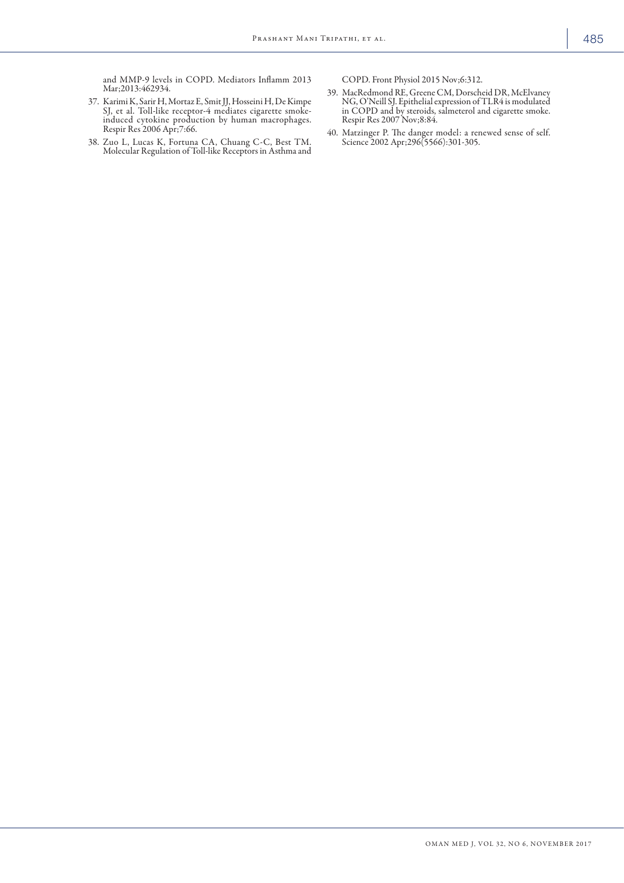and MMP-9 levels in COPD. Mediators Inflamm 2013 Mar;2013:462934.

37. Karimi K, Sarir H, Mortaz E, Smit JJ, Hosseini H, De Kimpe SJ, et al. Toll-like receptor-4 mediates cigarette smoke-induced cytokine production by human macrophages. Respir Res 2006 Apr;7:66.
38. Zuo L, Lucas K, Fortuna CA, Chuang C-C, Best TM. Molecular Regulation of Toll-like Receptors in Asthma and COPD. Front Physiol 2015 Nov;6:312.
39. MacRedmond RE, Greene CM, Dorscheid DR, McElvaney NG, O'Neill SJ. Epithelial expression of TLR4 is modulated in COPD and by steroids, salmeterol and cigarette smoke. Respir Res 2007 Nov;8:84.
40. Matzinger P. The danger model: a renewed sense of self. Science 2002 Apr;296(5566):301-305.